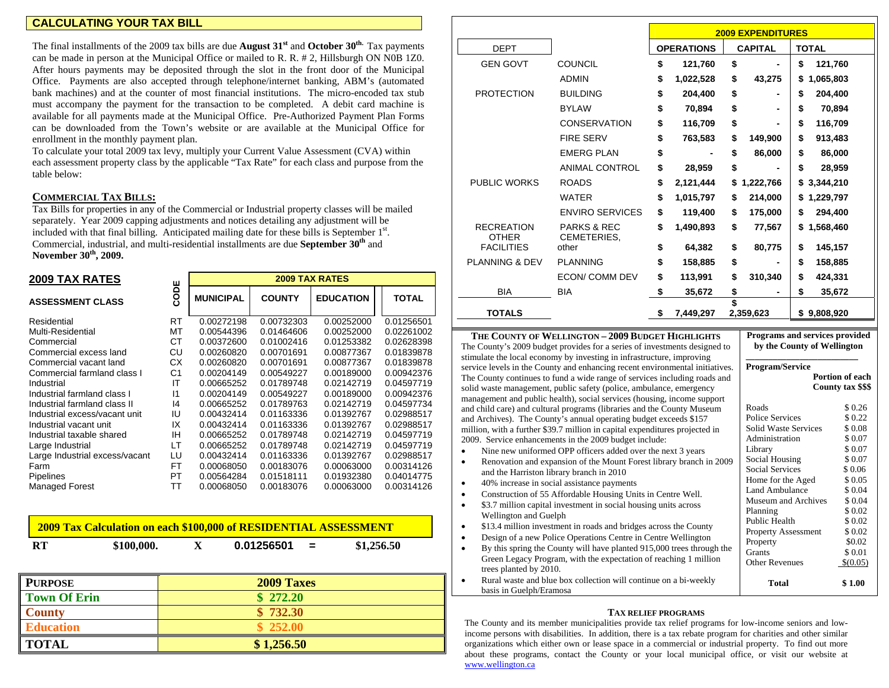## CALCULATING YOUR TAX BILL

The final installments of the 2009 tax bills are due **August 31st** and **October 30th**. Tax payments can be made in person at the Municipal Office or mailed to R. R. # 2, Hillsburgh ON N0B 1Z0. After hours payments may be deposited through the slot in the front door of the Municipal Office. Payments are also accepted through telephone/internet banking, ABM's (automated bank machines) and at the counter of most financial institutions. The micro-encoded tax stub must accompany the payment for the transaction to be completed. A debit card machine is available for all payments made at the Municipal Office. Pre-Authorized Payment Plan Forms can be downloaded from the Town's website or are available at the Municipal Office for enrollment in the monthly payment plan.

To calculate your total 2009 tax levy, multiply your Current Value Assessment (CVA) within each assessment property class by the applicable "Tax Rate" for each class and purpose from the table below:

### COMMERCIAL TAX BILLS:

Tax Bills for properties in any of the Commercial or Industrial property classes will be mailed separately. Year 2009 capping adjustments and notices detailing any adjustment will be included with that final billing. Anticipated mailing date for these bills is September 1st. Commercial, industrial, and multi-residential installments are due **September 30th** and **November 30th, 2009.**

## 2009 TAX RATES

| ASSESSMENT CLASS | CODE | MUNICIPAL | COUNTY | EDUCATION | TOTAL |
|---|---|---|---|---|---|
| Residential | RT | 0.00272198 | 0.00732303 | 0.00252000 | 0.01256501 |
| Multi-Residential | MT | 0.00544396 | 0.01464606 | 0.00252000 | 0.02261002 |
| Commercial | CT | 0.00372600 | 0.01002416 | 0.01253382 | 0.02628398 |
| Commercial excess land | CU | 0.00260820 | 0.00701691 | 0.00877367 | 0.01839878 |
| Commercial vacant land | CX | 0.00260820 | 0.00701691 | 0.00877367 | 0.01839878 |
| Commercial farmland class I | C1 | 0.00204149 | 0.00549227 | 0.00189000 | 0.00942376 |
| Industrial | IT | 0.00665252 | 0.01789748 | 0.02142719 | 0.04597719 |
| Industrial farmland class I | I1 | 0.00204149 | 0.00549227 | 0.00189000 | 0.00942376 |
| Industrial farmland class II | I4 | 0.00665252 | 0.01789763 | 0.02142719 | 0.04597734 |
| Industrial excess/vacant unit | IU | 0.00432414 | 0.01163336 | 0.01392767 | 0.02988517 |
| Industrial vacant unit | IX | 0.00432414 | 0.01163336 | 0.01392767 | 0.02988517 |
| Industrial taxable shared | IH | 0.00665252 | 0.01789748 | 0.02142719 | 0.04597719 |
| Large Industrial | LT | 0.00665252 | 0.01789748 | 0.02142719 | 0.04597719 |
| Large Industrial excess/vacant | LU | 0.00432414 | 0.01163336 | 0.01392767 | 0.02988517 |
| Farm | FT | 0.00068050 | 0.00183076 | 0.00063000 | 0.00314126 |
| Pipelines | PT | 0.00564284 | 0.01518111 | 0.01932380 | 0.04014775 |
| Managed Forest | TT | 0.00068050 | 0.00183076 | 0.00063000 | 0.00314126 |

### 2009 Tax Calculation on each $100,000 of RESIDENTIAL ASSESSMENT

**RT $100,000. X 0.01256501 = $1,256.50**

| PURPOSE | 2009 Taxes |
|---|---|
| Town Of Erin | $ 272.20 |
| County | $ 732.30 |
| Education | $ 252.00 |
| **TOTAL** | **$ 1,256.50** |

| DEPT | | 2009 EXPENDITURES OPERATIONS | CAPITAL | TOTAL |
|---|---|---|---|---|
| GEN GOVT | COUNCIL | $ 121,760 | $ - | $ 121,760 |
| | ADMIN | $ 1,022,528 | $ 43,275 | $ 1,065,803 |
| PROTECTION | BUILDING | $ 204,400 | $ - | $ 204,400 |
| | BYLAW | $ 70,894 | $ - | $ 70,894 |
| | CONSERVATION | $ 116,709 | $ - | $ 116,709 |
| | FIRE SERV | $ 763,583 | $ 149,900 | $ 913,483 |
| | EMERG PLAN | $ - | $ 86,000 | $ 86,000 |
| | ANIMAL CONTROL | $ 28,959 | $ - | $ 28,959 |
| PUBLIC WORKS | ROADS | $ 2,121,444 | $ 1,222,766 | $ 3,344,210 |
| | WATER | $ 1,015,797 | $ 214,000 | $ 1,229,797 |
| | ENVIRO SERVICES | $ 119,400 | $ 175,000 | $ 294,400 |
| RECREATION | PARKS & REC | $ 1,490,893 | $ 77,567 | $ 1,568,460 |
| OTHER FACILITIES | CEMETERIES, other | $ 64,382 | $ 80,775 | $ 145,157 |
| PLANNING & DEV | PLANNING | $ 158,885 | $ - | $ 158,885 |
| | ECON/ COMM DEV | $ 113,991 | $ 310,340 | $ 424,331 |
| BIA | BIA | $ 35,672 | $ - | $ 35,672 |
| **TOTALS** | | $ 7,449,297 | $ 2,359,623 | $ 9,808,920 |

### THE COUNTY OF WELLINGTON – 2009 BUDGET HIGHLIGHTS

The County's 2009 budget provides for a series of investments designed to stimulate the local economy by investing in infrastructure, improving service levels in the County and enhancing recent environmental initiatives. The County continues to fund a wide range of services including roads and solid waste management, public safety (police, ambulance, emergency management and public health), social services (housing, income support and child care) and cultural programs (libraries and the County Museum and Archives). The County's annual operating budget exceeds $157 million, with a further $39.7 million in capital expenditures projected in 2009. Service enhancements in the 2009 budget include:

- Nine new uniformed OPP officers added over the next 3 years
- Renovation and expansion of the Mount Forest library branch in 2009 and the Harriston library branch in 2010
- 40% increase in social assistance payments
- Construction of 55 Affordable Housing Units in Centre Well.
- $3.7 million capital investment in social housing units across Wellington and Guelph
- $13.4 million investment in roads and bridges across the County
- Design of a new Police Operations Centre in Centre Wellington
- By this spring the County will have planted 915,000 trees through the Green Legacy Program, with the expectation of reaching 1 million trees planted by 2010.
- Rural waste and blue box collection will continue on a bi-weekly basis in Guelph/Eramosa

**Programs and services provided by the County of Wellington**

| Program/Service | Portion of each County tax $$$ |
|---|---|
| Roads | $ 0.26 |
| Police Services | $ 0.22 |
| Solid Waste Services | $ 0.08 |
| Administration | $ 0.07 |
| Library | $ 0.07 |
| Social Housing | $ 0.07 |
| Social Services | $ 0.06 |
| Home for the Aged | $ 0.05 |
| Land Ambulance | $ 0.04 |
| Museum and Archives | $ 0.04 |
| Planning | $ 0.02 |
| Public Health | $ 0.02 |
| Property Assessment | $ 0.02 |
| Property | $0.02 |
| Grants | $ 0.01 |
| Other Revenues | $(0.05) |
| **Total** | **$ 1.00** |

### TAX RELIEF PROGRAMS

The County and its member municipalities provide tax relief programs for low-income seniors and low-income persons with disabilities. In addition, there is a tax rebate program for charities and other similar organizations which either own or lease space in a commercial or industrial property. To find out more about these programs, contact the County or your local municipal office, or visit our website at www.wellington.ca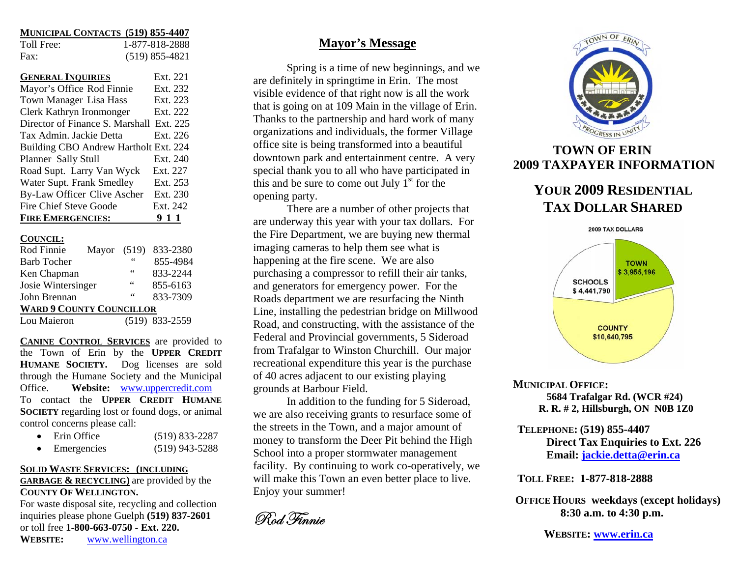**MUNICIPAL CONTACTS (519) 855-4407**

| | |
|---|---|
| Toll Free: | 1-877-818-2888 |
| Fax: | (519) 855-4821 |

| | |
|---|---|
| **GENERAL INQUIRIES** | Ext. 221 |
| Mayor's Office Rod Finnie | Ext. 232 |
| Town Manager Lisa Hass | Ext. 223 |
| Clerk Kathryn Ironmonger | Ext. 222 |
| Director of Finance S. Marshall | Ext. 225 |
| Tax Admin. Jackie Detta | Ext. 226 |
| Building CBO Andrew Hartholt | Ext. 224 |
| Planner Sally Stull | Ext. 240 |
| Road Supt. Larry Van Wyck | Ext. 227 |
| Water Supt. Frank Smedley | Ext. 253 |
| By-Law Officer Clive Ascher | Ext. 230 |
| Fire Chief Steve Goode | Ext. 242 |
| **FIRE EMERGENCIES:** | **9 1 1** |

**COUNCIL:**

| | | |
|---|---|---|
| Rod Finnie | Mayor | (519) 833-2380 |
| Barb Tocher | | " 855-4984 |
| Ken Chapman | | " 833-2244 |
| Josie Wintersinger | | " 855-6163 |
| John Brennan | | " 833-7309 |

**WARD 9 COUNTY COUNCILLOR**

Lou Maieron (519) 833-2559

**CANINE CONTROL SERVICES** are provided to the Town of Erin by the **UPPER CREDIT HUMANE SOCIETY.** Dog licenses are sold through the Humane Society and the Municipal Office. **Website:** www.uppercredit.com

To contact the **UPPER CREDIT HUMANE SOCIETY** regarding lost or found dogs, or animal control concerns please call:

- Erin Office (519) 833-2287
- Emergencies (519) 943-5288

**SOLID WASTE SERVICES: (INCLUDING GARBAGE & RECYCLING)** are provided by the **COUNTY OF WELLINGTON.**

For waste disposal site, recycling and collection inquiries please phone Guelph **(519) 837-2601** or toll free **1-800-663-0750 - Ext. 220.**

**WEBSITE:** www.wellington.ca

## Mayor's Message

Spring is a time of new beginnings, and we are definitely in springtime in Erin. The most visible evidence of that right now is all the work that is going on at 109 Main in the village of Erin. Thanks to the partnership and hard work of many organizations and individuals, the former Village office site is being transformed into a beautiful downtown park and entertainment centre. A very special thank you to all who have participated in this and be sure to come out July 1st for the opening party.

There are a number of other projects that are underway this year with your tax dollars. For the Fire Department, we are buying new thermal imaging cameras to help them see what is happening at the fire scene. We are also purchasing a compressor to refill their air tanks, and generators for emergency power. For the Roads department we are resurfacing the Ninth Line, installing the pedestrian bridge on Millwood Road, and constructing, with the assistance of the Federal and Provincial governments, 5 Sideroad from Trafalgar to Winston Churchill. Our major recreational expenditure this year is the purchase of 40 acres adjacent to our existing playing grounds at Barbour Field.

In addition to the funding for 5 Sideroad, we are also receiving grants to resurface some of the streets in the Town, and a major amount of money to transform the Deer Pit behind the High School into a proper stormwater management facility. By continuing to work co-operatively, we will make this Town an even better place to live. Enjoy your summer!

*Rod Finnie*

TOWN OF ERIN
PROGRESS IN UNITY

# TOWN OF ERIN 2009 TAXPAYER INFORMATION

## YOUR 2009 RESIDENTIAL TAX DOLLAR SHARED

2009 TAX DOLLARS

TOWN
$ 3,955,196

SCHOOLS
$ 4,441,790

COUNTY
$10,640,795

**MUNICIPAL OFFICE:**
**5684 Trafalgar Rd. (WCR #24)**
**R. R. # 2, Hillsburgh, ON N0B 1Z0**

**TELEPHONE: (519) 855-4407**
**Direct Tax Enquiries to Ext. 226**
**Email: jackie.detta@erin.ca**

**TOLL FREE: 1-877-818-2888**

**OFFICE HOURS weekdays (except holidays)**
**8:30 a.m. to 4:30 p.m.**

**WEBSITE: www.erin.ca**